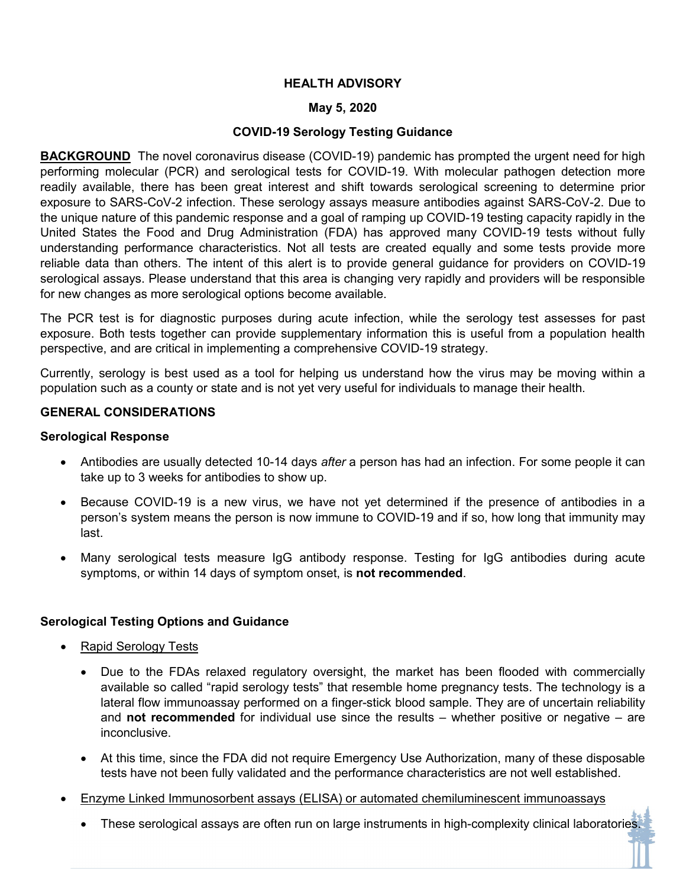**HEALTH ADVISORY**

**May 5, 2020**

**COVID-19 Serology Testing Guidance**

**BACKGROUND** The novel coronavirus disease (COVID-19) pandemic has prompted the urgent need for high performing molecular (PCR) and serological tests for COVID-19. With molecular pathogen detection more readily available, there has been great interest and shift towards serological screening to determine prior exposure to SARS-CoV-2 infection. These serology assays measure antibodies against SARS-CoV-2. Due to the unique nature of this pandemic response and a goal of ramping up COVID-19 testing capacity rapidly in the United States the Food and Drug Administration (FDA) has approved many COVID-19 tests without fully understanding performance characteristics. Not all tests are created equally and some tests provide more reliable data than others. The intent of this alert is to provide general guidance for providers on COVID-19 serological assays. Please understand that this area is changing very rapidly and providers will be responsible for new changes as more serological options become available.

The PCR test is for diagnostic purposes during acute infection, while the serology test assesses for past exposure. Both tests together can provide supplementary information this is useful from a population health perspective, and are critical in implementing a comprehensive COVID-19 strategy.

Currently, serology is best used as a tool for helping us understand how the virus may be moving within a population such as a county or state and is not yet very useful for individuals to manage their health.

**GENERAL CONSIDERATIONS**

**Serological Response**

- Antibodies are usually detected 10-14 days *after* a person has had an infection. For some people it can take up to 3 weeks for antibodies to show up.
- Because COVID-19 is a new virus, we have not yet determined if the presence of antibodies in a person's system means the person is now immune to COVID-19 and if so, how long that immunity may last.
- Many serological tests measure IgG antibody response. Testing for IgG antibodies during acute symptoms, or within 14 days of symptom onset, is **not recommended**.

**Serological Testing Options and Guidance**

- Rapid Serology Tests
  - Due to the FDAs relaxed regulatory oversight, the market has been flooded with commercially available so called "rapid serology tests" that resemble home pregnancy tests. The technology is a lateral flow immunoassay performed on a finger-stick blood sample. They are of uncertain reliability and **not recommended** for individual use since the results – whether positive or negative – are inconclusive.
  - At this time, since the FDA did not require Emergency Use Authorization, many of these disposable tests have not been fully validated and the performance characteristics are not well established.
- Enzyme Linked Immunosorbent assays (ELISA) or automated chemiluminescent immunoassays
  - These serological assays are often run on large instruments in high-complexity clinical laboratories.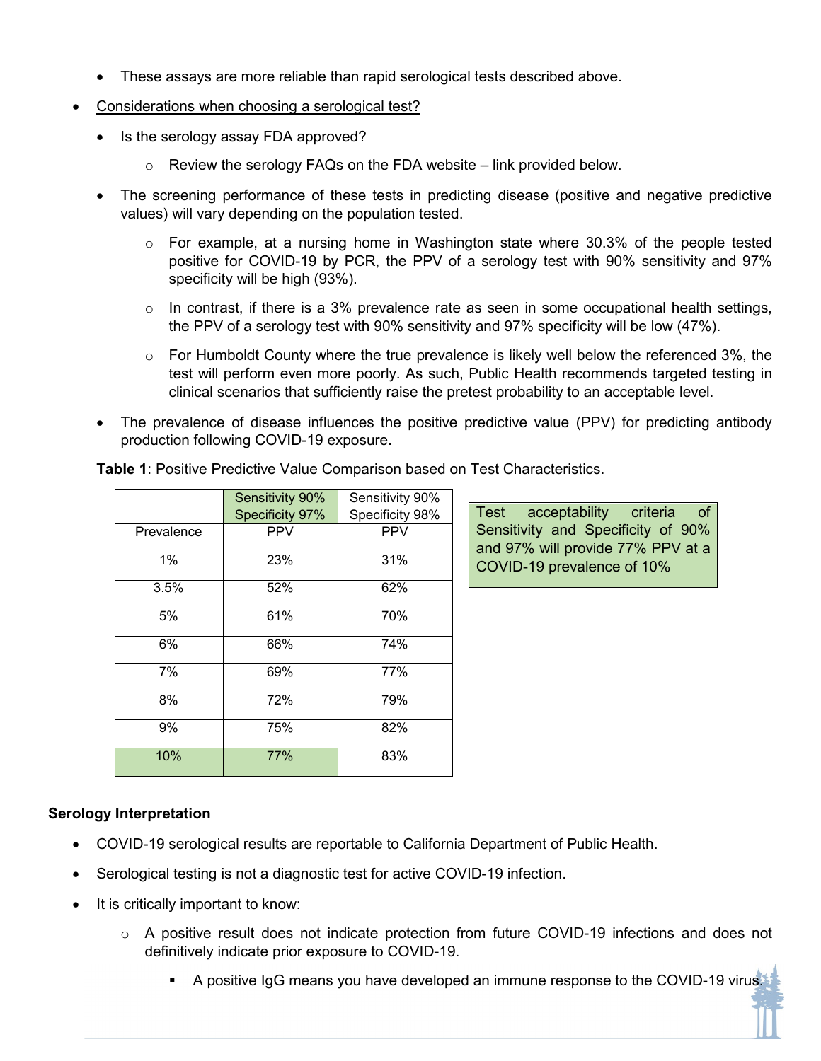- These assays are more reliable than rapid serological tests described above.

- Considerations when choosing a serological test?
  - Is the serology assay FDA approved?
    - Review the serology FAQs on the FDA website – link provided below.
  - The screening performance of these tests in predicting disease (positive and negative predictive values) will vary depending on the population tested.
    - For example, at a nursing home in Washington state where 30.3% of the people tested positive for COVID-19 by PCR, the PPV of a serology test with 90% sensitivity and 97% specificity will be high (93%).
    - In contrast, if there is a 3% prevalence rate as seen in some occupational health settings, the PPV of a serology test with 90% sensitivity and 97% specificity will be low (47%).
    - For Humboldt County where the true prevalence is likely well below the referenced 3%, the test will perform even more poorly. As such, Public Health recommends targeted testing in clinical scenarios that sufficiently raise the pretest probability to an acceptable level.
  - The prevalence of disease influences the positive predictive value (PPV) for predicting antibody production following COVID-19 exposure.

**Table 1**: Positive Predictive Value Comparison based on Test Characteristics.

| | Sensitivity 90% Specificity 97% | Sensitivity 90% Specificity 98% |
|---|---|---|
| Prevalence | PPV | PPV |
| 1% | 23% | 31% |
| 3.5% | 52% | 62% |
| 5% | 61% | 70% |
| 6% | 66% | 74% |
| 7% | 69% | 77% |
| 8% | 72% | 79% |
| 9% | 75% | 82% |
| 10% | 77% | 83% |

Test acceptability criteria of Sensitivity and Specificity of 90% and 97% will provide 77% PPV at a COVID-19 prevalence of 10%

### Serology Interpretation

- COVID-19 serological results are reportable to California Department of Public Health.
- Serological testing is not a diagnostic test for active COVID-19 infection.
- It is critically important to know:
  - A positive result does not indicate protection from future COVID-19 infections and does not definitively indicate prior exposure to COVID-19.
    - A positive IgG means you have developed an immune response to the COVID-19 virus.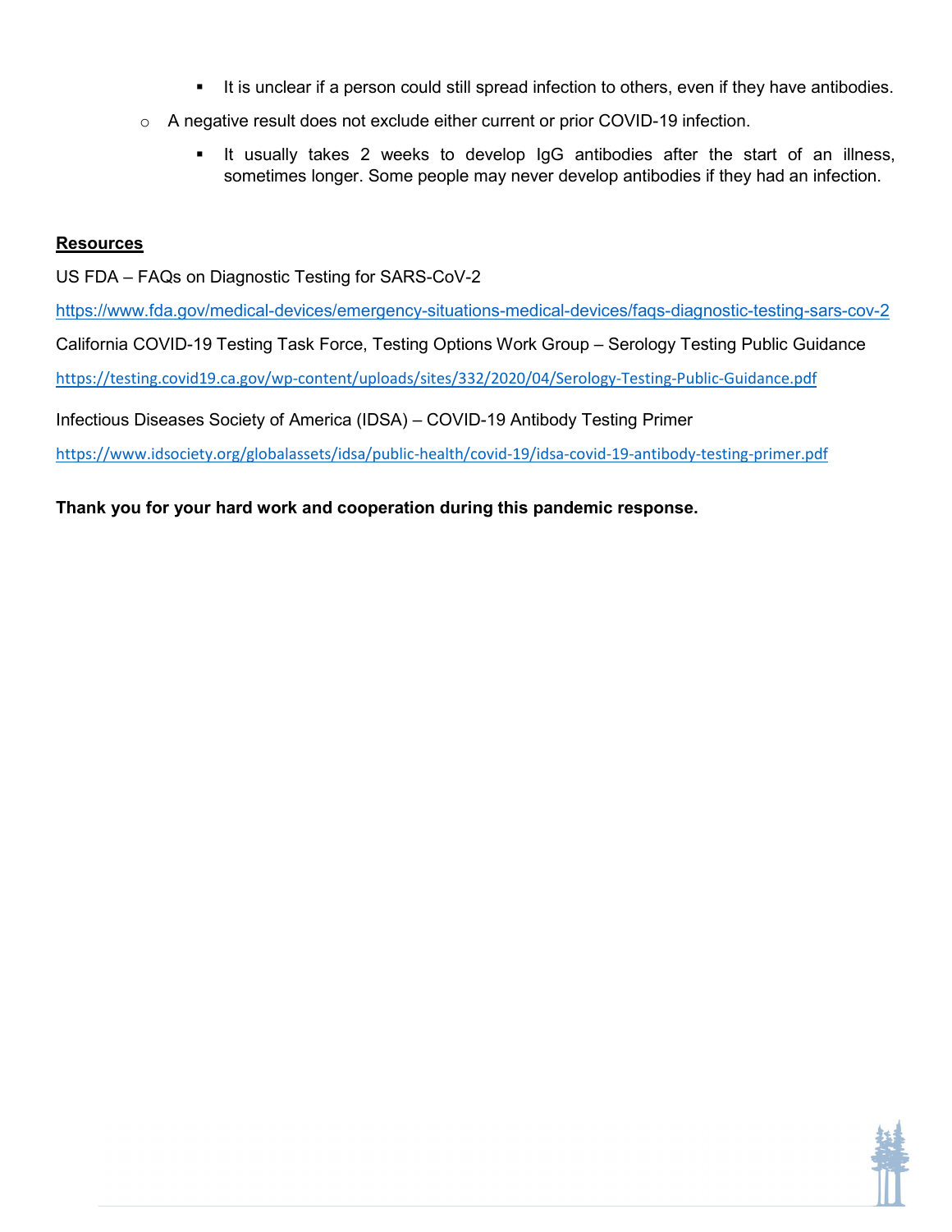- It is unclear if a person could still spread infection to others, even if they have antibodies.
    - A negative result does not exclude either current or prior COVID-19 infection.
        - It usually takes 2 weeks to develop IgG antibodies after the start of an illness, sometimes longer. Some people may never develop antibodies if they had an infection.

**Resources**

US FDA – FAQs on Diagnostic Testing for SARS-CoV-2

https://www.fda.gov/medical-devices/emergency-situations-medical-devices/faqs-diagnostic-testing-sars-cov-2

California COVID-19 Testing Task Force, Testing Options Work Group – Serology Testing Public Guidance

https://testing.covid19.ca.gov/wp-content/uploads/sites/332/2020/04/Serology-Testing-Public-Guidance.pdf

Infectious Diseases Society of America (IDSA) – COVID-19 Antibody Testing Primer

https://www.idsociety.org/globalassets/idsa/public-health/covid-19/idsa-covid-19-antibody-testing-primer.pdf

**Thank you for your hard work and cooperation during this pandemic response.**